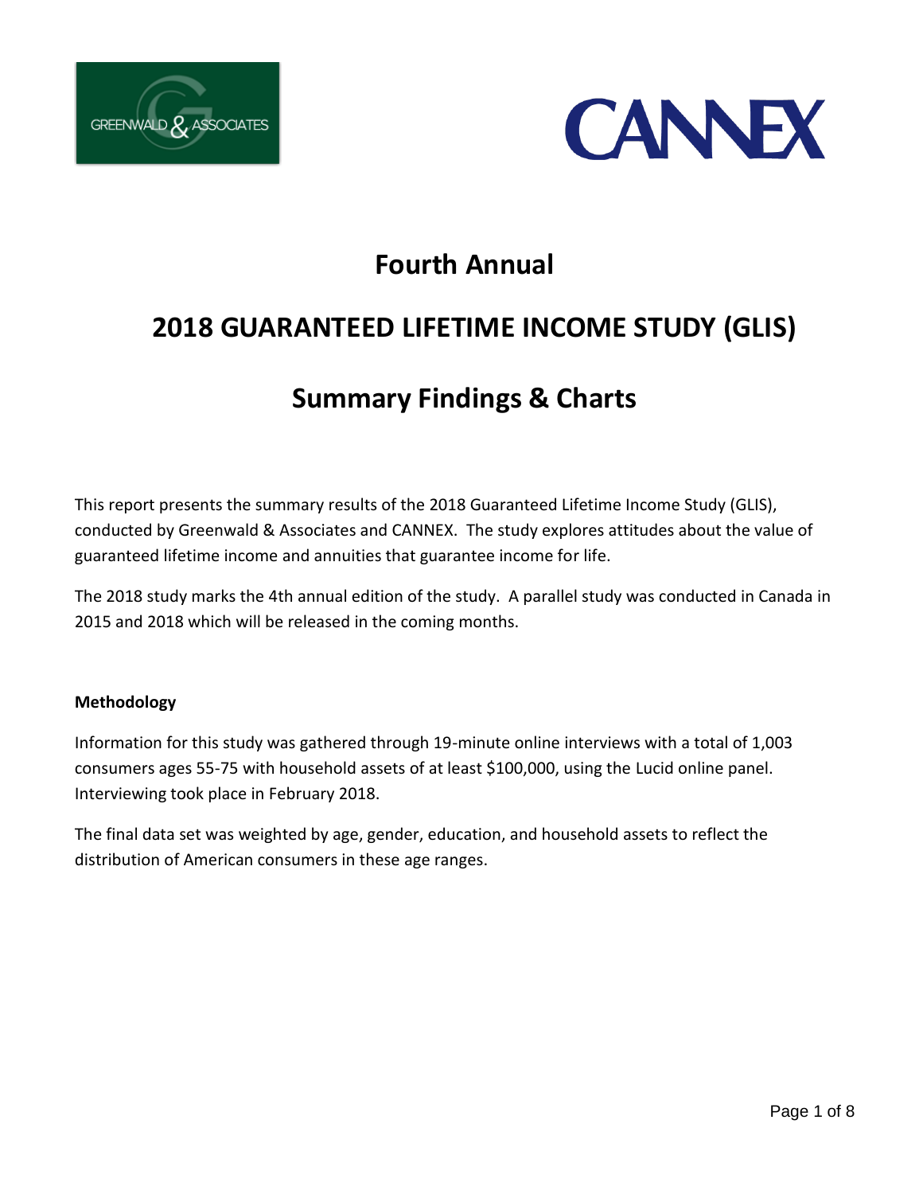# Fourth Annual

# 2018 GUARANTEED LIFETIME INCOME STUDY (GLIS)

# Summary Findings & Charts

This report presents the summary results of the 2018 Guaranteed Lifetime Income Study (GLIS), conducted by Greenwald & Associates and CANNEX. The study explores attitudes about the value of guaranteed lifetime income and annuities that guarantee income for life.

The 2018 study marks the 4th annual edition of the study. A parallel study was conducted in Canada in 2015 and 2018 which will be released in the coming months.

**Methodology**

Information for this study was gathered through 19-minute online interviews with a total of 1,003 consumers ages 55-75 with household assets of at least $100,000, using the Lucid online panel. Interviewing took place in February 2018.

The final data set was weighted by age, gender, education, and household assets to reflect the distribution of American consumers in these age ranges.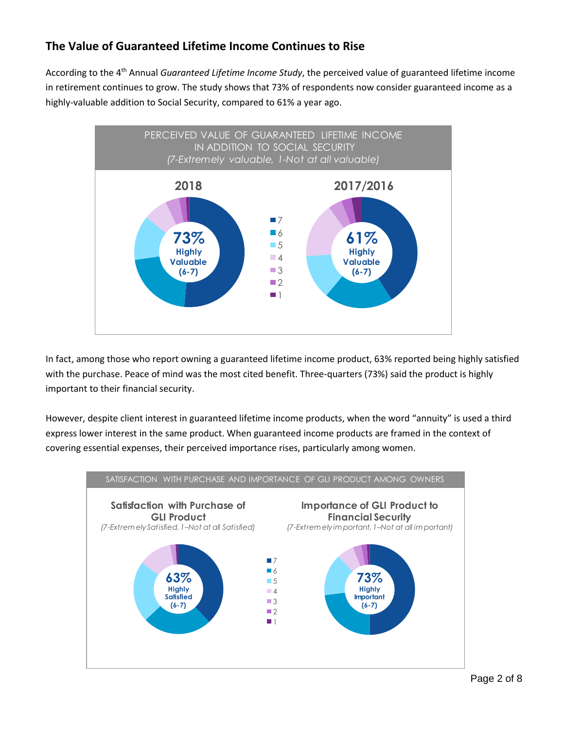## The Value of Guaranteed Lifetime Income Continues to Rise

According to the 4th Annual *Guaranteed Lifetime Income Study*, the perceived value of guaranteed lifetime income in retirement continues to grow. The study shows that 73% of respondents now consider guaranteed income as a highly-valuable addition to Social Security, compared to 61% a year ago.

PERCEIVED VALUE OF GUARANTEED LIFETIME INCOME IN ADDITION TO SOCIAL SECURITY
*(7-Extremely valuable, 1-Not at all valuable)*

**2018**: 73% Highly Valuable (6-7)

**2017/2016**: 61% Highly Valuable (6-7)

Legend: 7, 6, 5, 4, 3, 2, 1

In fact, among those who report owning a guaranteed lifetime income product, 63% reported being highly satisfied with the purchase. Peace of mind was the most cited benefit. Three-quarters (73%) said the product is highly important to their financial security.

However, despite client interest in guaranteed lifetime income products, when the word "annuity" is used a third express lower interest in the same product. When guaranteed income products are framed in the context of covering essential expenses, their perceived importance rises, particularly among women.

SATISFACTION WITH PURCHASE AND IMPORTANCE OF GLI PRODUCT AMONG OWNERS

**Satisfaction with Purchase of GLI Product**
*(7-Extremely Satisfied, 1–Not at all Satisfied)*

63% Highly Satisfied (6-7)

**Importance of GLI Product to Financial Security**
*(7-Extremely important, 1–Not at all important)*

73% Highly Important (6-7)

Legend: 7, 6, 5, 4, 3, 2, 1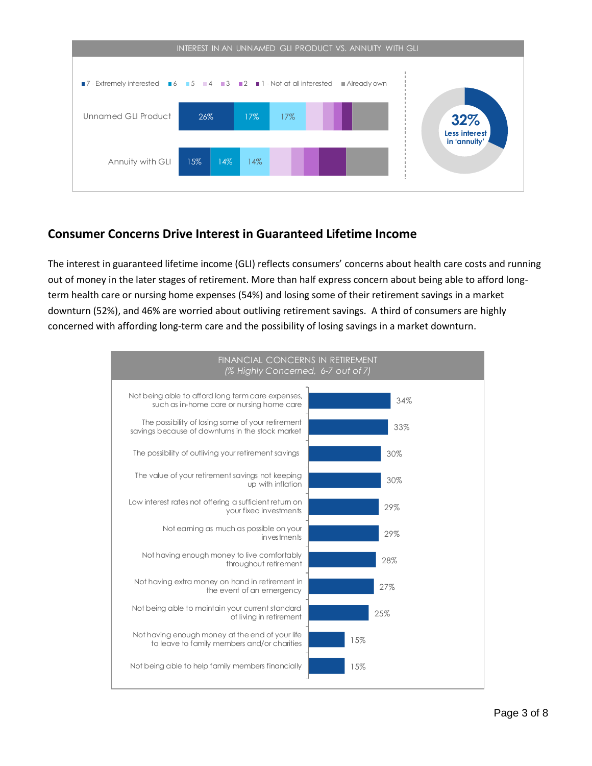INTEREST IN AN UNNAMED GLI PRODUCT VS. ANNUITY WITH GLI

| | 7 - Extremely interested | 6 | 5 | 4 | 3 | 2 | 1 - Not at all interested | Already own |
|---|---|---|---|---|---|---|---|---|
| Unnamed GLI Product | 26% | 17% | 17% | | | | | |
| Annuity with GLI | 15% | 14% | 14% | | | | | |

32% Less interest in 'annuity'

## Consumer Concerns Drive Interest in Guaranteed Lifetime Income

The interest in guaranteed lifetime income (GLI) reflects consumers' concerns about health care costs and running out of money in the later stages of retirement. More than half express concern about being able to afford long-term health care or nursing home expenses (54%) and losing some of their retirement savings in a market downturn (52%), and 46% are worried about outliving retirement savings. A third of consumers are highly concerned with affording long-term care and the possibility of losing savings in a market downturn.

FINANCIAL CONCERNS IN RETIREMENT
*(% Highly Concerned, 6-7 out of 7)*

| Concern | % Highly Concerned |
|---|---|
| Not being able to afford long term care expenses, such as in-home care or nursing home care | 34% |
| The possibility of losing some of your retirement savings because of downturns in the stock market | 33% |
| The possibility of outliving your retirement savings | 30% |
| The value of your retirement savings not keeping up with inflation | 30% |
| Low interest rates not offering a sufficient return on your fixed investments | 29% |
| Not earning as much as possible on your investments | 29% |
| Not having enough money to live comfortably throughout retirement | 28% |
| Not having extra money on hand in retirement in the event of an emergency | 27% |
| Not being able to maintain your current standard of living in retirement | 25% |
| Not having enough money at the end of your life to leave to family members and/or charities | 15% |
| Not being able to help family members financially | 15% |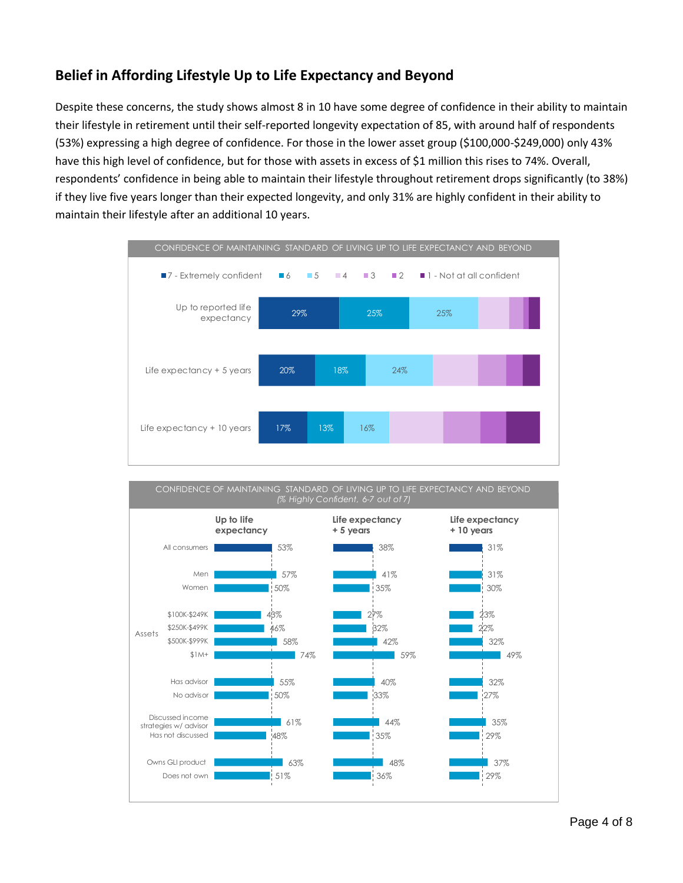## Belief in Affording Lifestyle Up to Life Expectancy and Beyond

Despite these concerns, the study shows almost 8 in 10 have some degree of confidence in their ability to maintain their lifestyle in retirement until their self-reported longevity expectation of 85, with around half of respondents (53%) expressing a high degree of confidence. For those in the lower asset group ($100,000-$249,000) only 43% have this high level of confidence, but for those with assets in excess of $1 million this rises to 74%. Overall, respondents' confidence in being able to maintain their lifestyle throughout retirement drops significantly (to 38%) if they live five years longer than their expected longevity, and only 31% are highly confident in their ability to maintain their lifestyle after an additional 10 years.

**CONFIDENCE OF MAINTAINING STANDARD OF LIVING UP TO LIFE EXPECTANCY AND BEYOND**

| | 7 - Extremely confident | 6 | 5 |
|---|---|---|---|
| Up to reported life expectancy | 29% | 25% | 25% |
| Life expectancy + 5 years | 20% | 18% | 24% |
| Life expectancy + 10 years | 17% | 13% | 16% |

(Legend also includes 4, 3, 2, 1 - Not at all confident; values not labeled.)

**CONFIDENCE OF MAINTAINING STANDARD OF LIVING UP TO LIFE EXPECTANCY AND BEYOND**
*(% Highly Confident, 6-7 out of 7)*

| | Up to life expectancy | Life expectancy + 5 years | Life expectancy + 10 years |
|---|---|---|---|
| All consumers | 53% | 38% | 31% |
| Men | 57% | 41% | 31% |
| Women | 50% | 35% | 30% |
| Assets: $100K-$249K | 43% | 27% | 23% |
| Assets: $250K-$499K | 46% | 32% | 22% |
| Assets: $500K-$999K | 58% | 42% | 32% |
| Assets: $1M+ | 74% | 59% | 49% |
| Has advisor | 55% | 40% | 32% |
| No advisor | 50% | 33% | 27% |
| Discussed income strategies w/ advisor | 61% | 44% | 35% |
| Has not discussed | 48% | 35% | 29% |
| Owns GLI product | 63% | 48% | 37% |
| Does not own | 51% | 36% | 29% |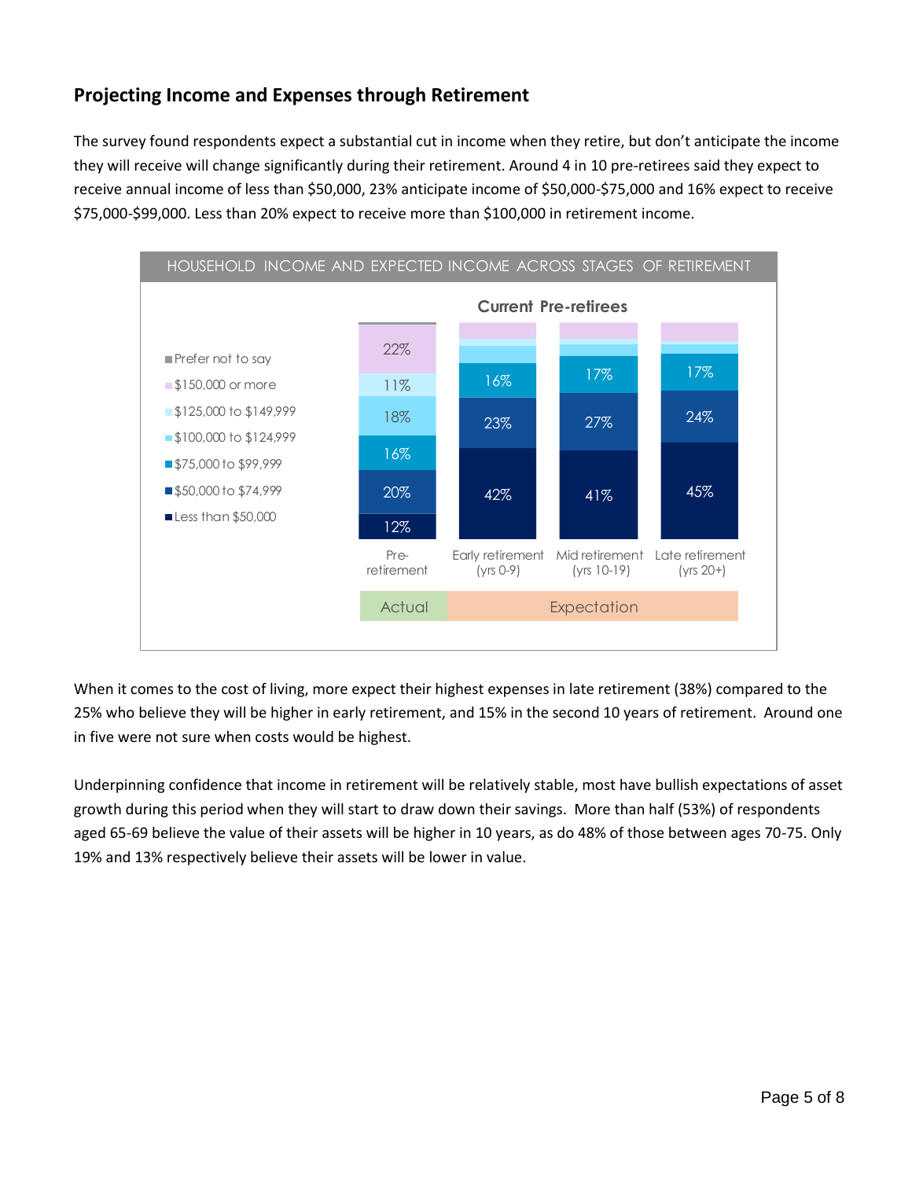## Projecting Income and Expenses through Retirement

The survey found respondents expect a substantial cut in income when they retire, but don't anticipate the income they will receive will change significantly during their retirement. Around 4 in 10 pre-retirees said they expect to receive annual income of less than $50,000, 23% anticipate income of $50,000-$75,000 and 16% expect to receive $75,000-$99,000. Less than 20% expect to receive more than $100,000 in retirement income.

HOUSEHOLD INCOME AND EXPECTED INCOME ACROSS STAGES OF RETIREMENT

Current Pre-retirees

| | Pre-retirement (Actual) | Early retirement (yrs 0-9) (Expectation) | Mid retirement (yrs 10-19) (Expectation) | Late retirement (yrs 20+) (Expectation) |
|---|---|---|---|---|
| Prefer not to say | | | | |
| $150,000 or more | 22% | | | |
| $125,000 to $149,999 | 11% | | | |
| $100,000 to $124,999 | 18% | | | |
| $75,000 to $99,999 | 16% | 16% | 17% | 17% |
| $50,000 to $74,999 | 20% | 23% | 27% | 24% |
| Less than $50,000 | 12% | 42% | 41% | 45% |

When it comes to the cost of living, more expect their highest expenses in late retirement (38%) compared to the 25% who believe they will be higher in early retirement, and 15% in the second 10 years of retirement. Around one in five were not sure when costs would be highest.

Underpinning confidence that income in retirement will be relatively stable, most have bullish expectations of asset growth during this period when they will start to draw down their savings. More than half (53%) of respondents aged 65-69 believe the value of their assets will be higher in 10 years, as do 48% of those between ages 70-75. Only 19% and 13% respectively believe their assets will be lower in value.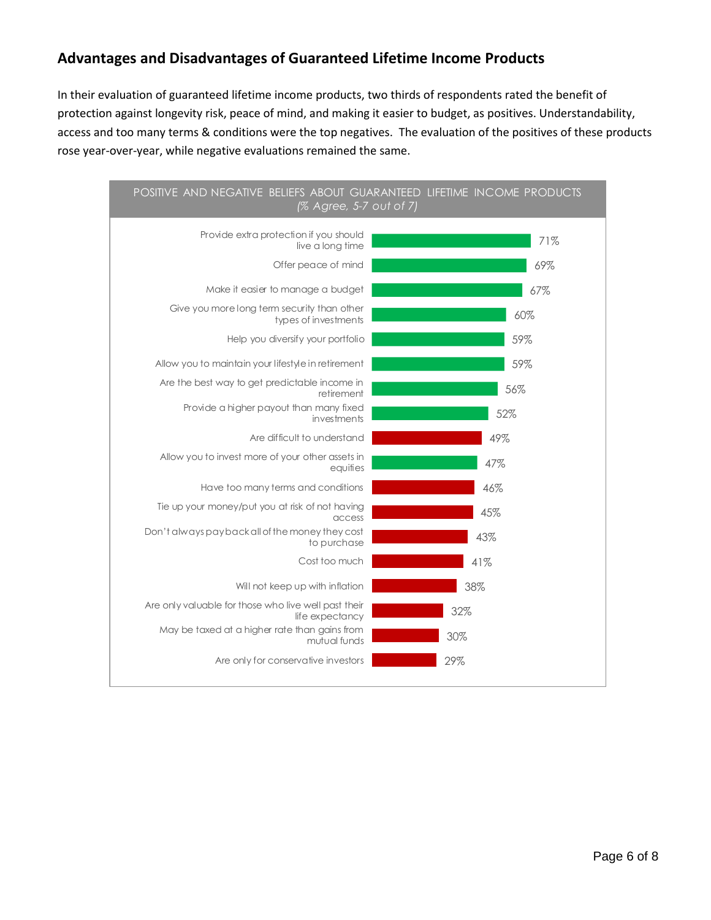## Advantages and Disadvantages of Guaranteed Lifetime Income Products

In their evaluation of guaranteed lifetime income products, two thirds of respondents rated the benefit of protection against longevity risk, peace of mind, and making it easier to budget, as positives. Understandability, access and too many terms & conditions were the top negatives. The evaluation of the positives of these products rose year-over-year, while negative evaluations remained the same.

**POSITIVE AND NEGATIVE BELIEFS ABOUT GUARANTEED LIFETIME INCOME PRODUCTS**
*(% Agree, 5-7 out of 7)*

| Belief | % Agree |
|---|---|
| Provide extra protection if you should live a long time | 71% |
| Offer peace of mind | 69% |
| Make it easier to manage a budget | 67% |
| Give you more long term security than other types of investments | 60% |
| Help you diversify your portfolio | 59% |
| Allow you to maintain your lifestyle in retirement | 59% |
| Are the best way to get predictable income in retirement | 56% |
| Provide a higher payout than many fixed investments | 52% |
| Are difficult to understand | 49% |
| Allow you to invest more of your other assets in equities | 47% |
| Have too many terms and conditions | 46% |
| Tie up your money/put you at risk of not having access | 45% |
| Don't always pay back all of the money they cost to purchase | 43% |
| Cost too much | 41% |
| Will not keep up with inflation | 38% |
| Are only valuable for those who live well past their life expectancy | 32% |
| May be taxed at a higher rate than gains from mutual funds | 30% |
| Are only for conservative investors | 29% |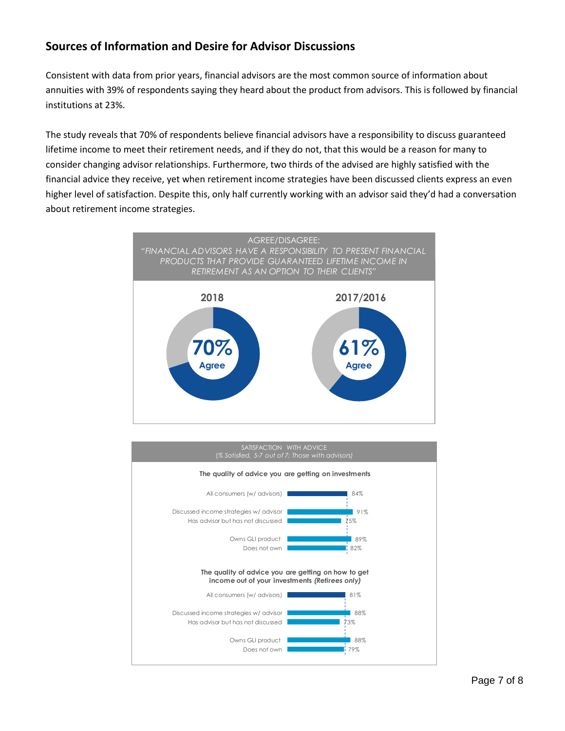## Sources of Information and Desire for Advisor Discussions

Consistent with data from prior years, financial advisors are the most common source of information about annuities with 39% of respondents saying they heard about the product from advisors. This is followed by financial institutions at 23%.

The study reveals that 70% of respondents believe financial advisors have a responsibility to discuss guaranteed lifetime income to meet their retirement needs, and if they do not, that this would be a reason for many to consider changing advisor relationships. Furthermore, two thirds of the advised are highly satisfied with the financial advice they receive, yet when retirement income strategies have been discussed clients express an even higher level of satisfaction. Despite this, only half currently working with an advisor said they'd had a conversation about retirement income strategies.

AGREE/DISAGREE:
*"FINANCIAL ADVISORS HAVE A RESPONSIBILITY TO PRESENT FINANCIAL PRODUCTS THAT PROVIDE GUARANTEED LIFETIME INCOME IN RETIREMENT AS AN OPTION TO THEIR CLIENTS"*

| 2018 | 2017/2016 |
|---|---|
| 70% Agree | 61% Agree |

SATISFACTION WITH ADVICE
*(% Satisfied, 5-7 out of 7; Those with advisors)*

**The quality of advice you are getting on investments**

| | % |
|---|---|
| All consumers (w/ advisors) | 84% |
| Discussed income strategies w/ advisor | 91% |
| Has advisor but has not discussed | 75% |
| Owns GLI product | 89% |
| Does not own | 82% |

**The quality of advice you are getting on how to get income out of your investments *(Retirees only)***

| | % |
|---|---|
| All consumers (w/ advisors) | 81% |
| Discussed income strategies w/ advisor | 88% |
| Has advisor but has not discussed | 73% |
| Owns GLI product | 88% |
| Does not own | 79% |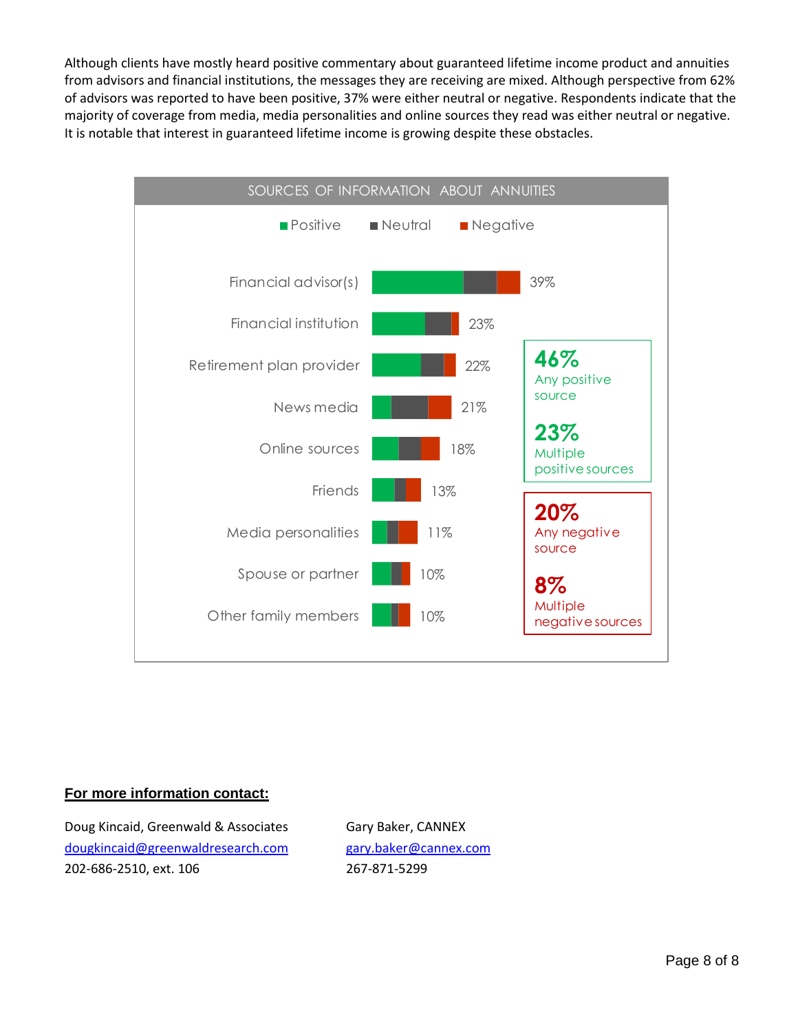Although clients have mostly heard positive commentary about guaranteed lifetime income product and annuities from advisors and financial institutions, the messages they are receiving are mixed. Although perspective from 62% of advisors was reported to have been positive, 37% were either neutral or negative. Respondents indicate that the majority of coverage from media, media personalities and online sources they read was either neutral or negative. It is notable that interest in guaranteed lifetime income is growing despite these obstacles.

SOURCES OF INFORMATION ABOUT ANNUITIES

Positive Neutral Negative

Financial advisor(s) 39%
Financial institution 23%
Retirement plan provider 22%
News media 21%
Online sources 18%
Friends 13%
Media personalities 11%
Spouse or partner 10%
Other family members 10%

46% Any positive source

23% Multiple positive sources

20% Any negative source

8% Multiple negative sources

**For more information contact:**

Doug Kincaid, Greenwald & Associates
dougkincaid@greenwaldresearch.com
202-686-2510, ext. 106

Gary Baker, CANNEX
gary.baker@cannex.com
267-871-5299